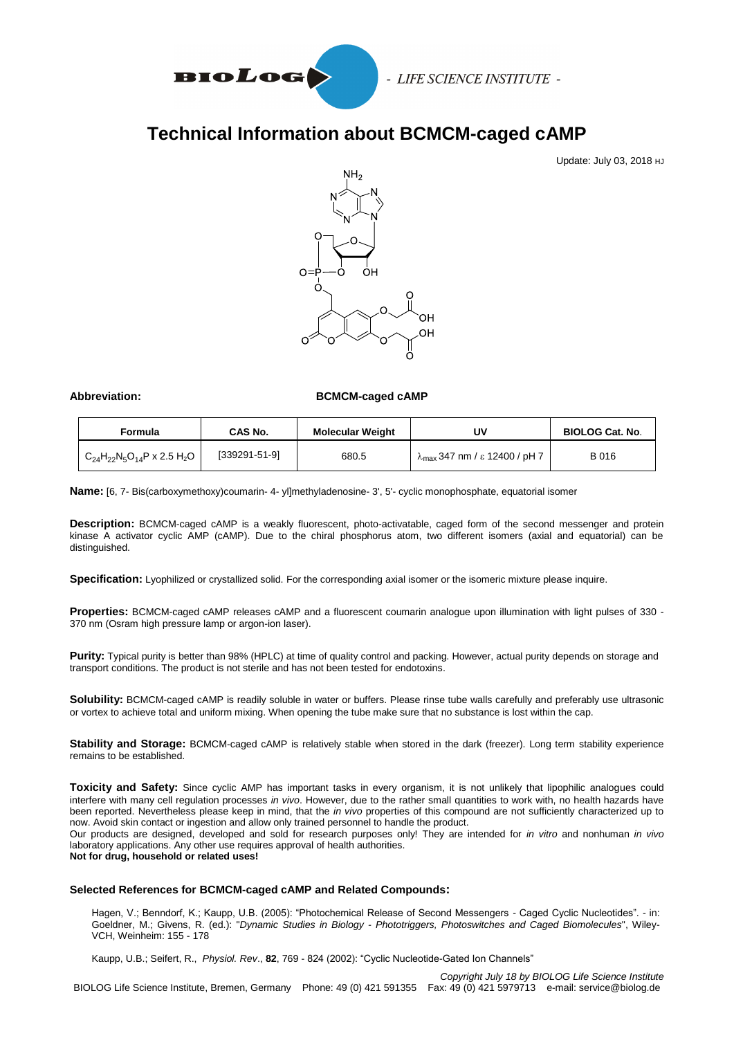# Technical Information about BCMCM-caged cAMP

Update: July 03, 2018 HJ

**Abbreviation:** **BCMCM-caged cAMP**

| Formula | CAS No. | Molecular Weight | UV | BIOLOG Cat. No. |
|---|---|---|---|---|
| $C_{24}H_{22}N_5O_{14}P$ x 2.5 $H_2O$ | [339291-51-9] | 680.5 | $\lambda_{max}$ 347 nm / ε 12400 / pH 7 | B 016 |

**Name:** [6, 7- Bis(carboxymethoxy)coumarin- 4- yl]methyladenosine- 3', 5'- cyclic monophosphate, equatorial isomer

**Description:** BCMCM-caged cAMP is a weakly fluorescent, photo-activatable, caged form of the second messenger and protein kinase A activator cyclic AMP (cAMP). Due to the chiral phosphorus atom, two different isomers (axial and equatorial) can be distinguished.

**Specification:** Lyophilized or crystallized solid. For the corresponding axial isomer or the isomeric mixture please inquire.

**Properties:** BCMCM-caged cAMP releases cAMP and a fluorescent coumarin analogue upon illumination with light pulses of 330 - 370 nm (Osram high pressure lamp or argon-ion laser).

**Purity:** Typical purity is better than 98% (HPLC) at time of quality control and packing. However, actual purity depends on storage and transport conditions. The product is not sterile and has not been tested for endotoxins.

**Solubility:** BCMCM-caged cAMP is readily soluble in water or buffers. Please rinse tube walls carefully and preferably use ultrasonic or vortex to achieve total and uniform mixing. When opening the tube make sure that no substance is lost within the cap.

**Stability and Storage:** BCMCM-caged cAMP is relatively stable when stored in the dark (freezer). Long term stability experience remains to be established.

**Toxicity and Safety:** Since cyclic AMP has important tasks in every organism, it is not unlikely that lipophilic analogues could interfere with many cell regulation processes *in vivo*. However, due to the rather small quantities to work with, no health hazards have been reported. Nevertheless please keep in mind, that the *in vivo* properties of this compound are not sufficiently characterized up to now. Avoid skin contact or ingestion and allow only trained personnel to handle the product.
Our products are designed, developed and sold for research purposes only! They are intended for *in vitro* and nonhuman *in vivo* laboratory applications. Any other use requires approval of health authorities.
**Not for drug, household or related uses!**

### Selected References for BCMCM-caged cAMP and Related Compounds:

Hagen, V.; Benndorf, K.; Kaupp, U.B. (2005): "Photochemical Release of Second Messengers - Caged Cyclic Nucleotides". - in: Goeldner, M.; Givens, R. (ed.): "*Dynamic Studies in Biology - Phototriggers, Photoswitches and Caged Biomolecules*", Wiley-VCH, Weinheim: 155 - 178

Kaupp, U.B.; Seifert, R., *Physiol. Rev*., **82**, 769 - 824 (2002): "Cyclic Nucleotide-Gated Ion Channels"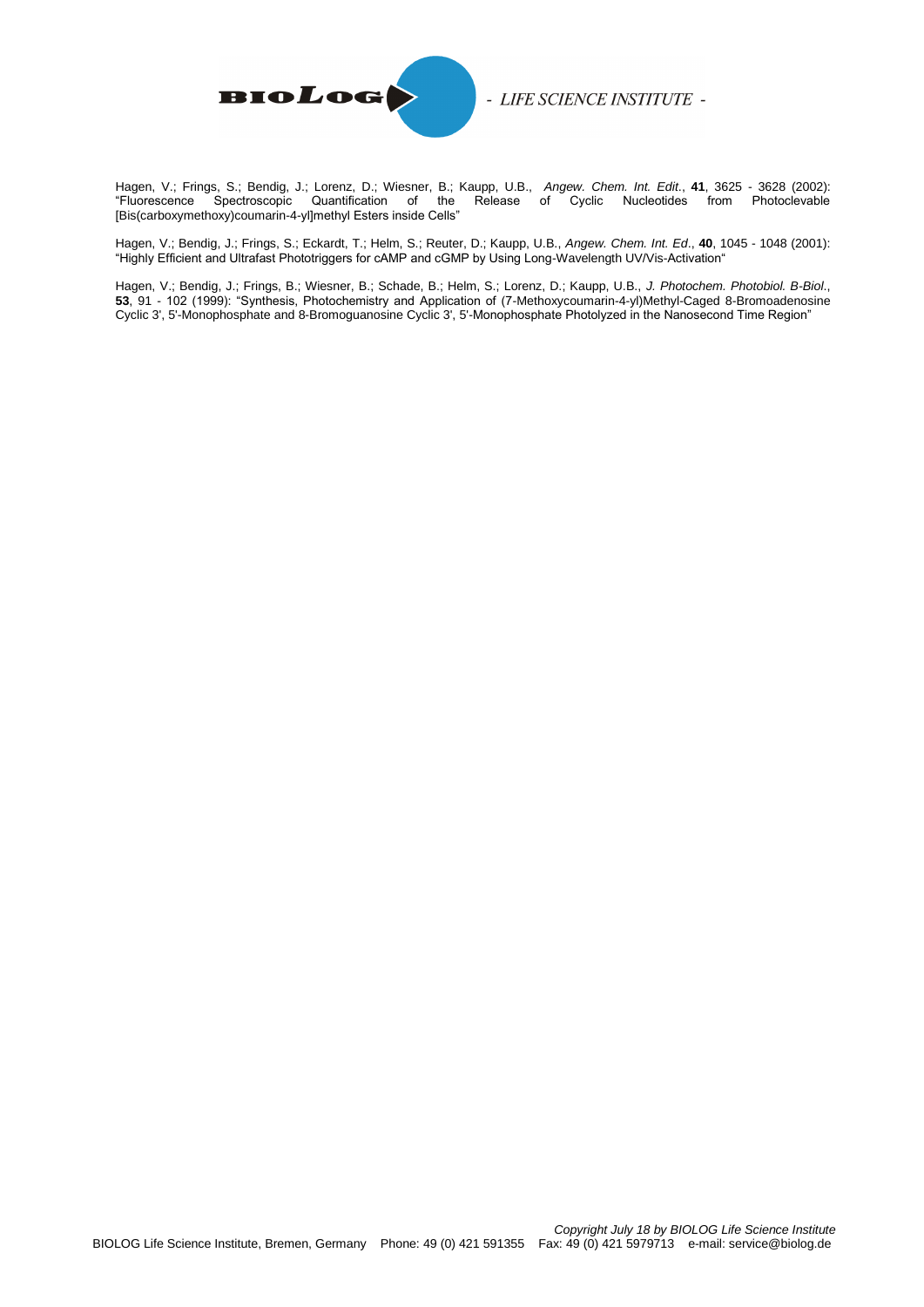Hagen, V.; Frings, S.; Bendig, J.; Lorenz, D.; Wiesner, B.; Kaupp, U.B., *Angew. Chem. Int. Edit.*, **41**, 3625 - 3628 (2002): "Fluorescence Spectroscopic Quantification of the Release of Cyclic Nucleotides from Photoclevable [Bis(carboxymethoxy)coumarin-4-yl]methyl Esters inside Cells"

Hagen, V.; Bendig, J.; Frings, S.; Eckardt, T.; Helm, S.; Reuter, D.; Kaupp, U.B., *Angew. Chem. Int. Ed.*, **40**, 1045 - 1048 (2001): "Highly Efficient and Ultrafast Phototriggers for cAMP and cGMP by Using Long-Wavelength UV/Vis-Activation"

Hagen, V.; Bendig, J.; Frings, B.; Wiesner, B.; Schade, B.; Helm, S.; Lorenz, D.; Kaupp, U.B., *J. Photochem. Photobiol. B-Biol.*, **53**, 91 - 102 (1999): "Synthesis, Photochemistry and Application of (7-Methoxycoumarin-4-yl)Methyl-Caged 8-Bromoadenosine Cyclic 3', 5'-Monophosphate and 8-Bromoguanosine Cyclic 3', 5'-Monophosphate Photolyzed in the Nanosecond Time Region"